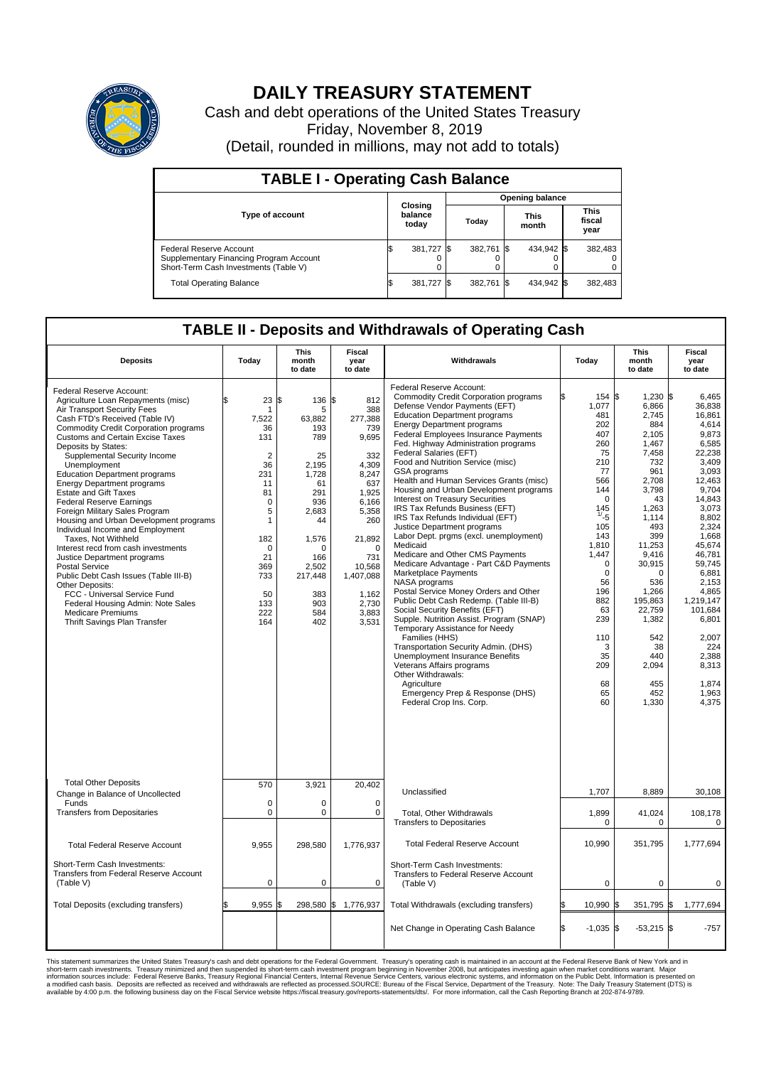# DAILY TREASURY STATEMENT

Cash and debt operations of the United States Treasury

Friday, November 8, 2019

(Detail, rounded in millions, may not add to totals)

## TABLE I - Operating Cash Balance

| Type of account | Closing balance today | Opening balance Today | Opening balance This month | Opening balance This fiscal year |
|---|---|---|---|---|
| Federal Reserve Account | $ 381,727 | $ 382,761 | $ 434,942 | $ 382,483 |
| Supplementary Financing Program Account | 0 | 0 | 0 | 0 |
| Short-Term Cash Investments (Table V) | 0 | 0 | 0 | 0 |
| Total Operating Balance | $ 381,727 | $ 382,761 | $ 434,942 | $ 382,483 |

## TABLE II - Deposits and Withdrawals of Operating Cash

| Deposits | Today | This month to date | Fiscal year to date | Withdrawals | Today | This month to date | Fiscal year to date |
|---|---|---|---|---|---|---|---|
| Federal Reserve Account: | | | | Federal Reserve Account: | | | |
| Agriculture Loan Repayments (misc) | $ 23 | $ 136 | $ 812 | Commodity Credit Corporation programs | $ 154 | $ 1,230 | $ 6,465 |
| Air Transport Security Fees | 1 | 5 | 388 | Defense Vendor Payments (EFT) | 1,077 | 6,866 | 36,838 |
| Cash FTD's Received (Table IV) | 7,522 | 63,882 | 277,388 | Education Department programs | 481 | 2,745 | 16,861 |
| Commodity Credit Corporation programs | 36 | 193 | 739 | Energy Department programs | 202 | 884 | 4,614 |
| Customs and Certain Excise Taxes | 131 | 789 | 9,695 | Federal Employees Insurance Payments | 407 | 2,105 | 9,873 |
| Deposits by States: | | | | Fed. Highway Administration programs | 260 | 1,467 | 6,585 |
| Supplemental Security Income | 2 | 25 | 332 | Federal Salaries (EFT) | 75 | 7,458 | 22,238 |
| Unemployment | 36 | 2,195 | 4,309 | Food and Nutrition Service (misc) | 210 | 732 | 3,409 |
| Education Department programs | 231 | 1,728 | 8,247 | GSA programs | 77 | 961 | 3,093 |
| Energy Department programs | 11 | 61 | 637 | Health and Human Services Grants (misc) | 566 | 2,708 | 12,463 |
| Estate and Gift Taxes | 81 | 291 | 1,925 | Housing and Urban Development programs | 144 | 3,798 | 9,704 |
| Federal Reserve Earnings | 0 | 936 | 6,166 | Interest on Treasury Securities | 0 | 43 | 14,843 |
| Foreign Military Sales Program | 5 | 2,683 | 5,358 | IRS Tax Refunds Business (EFT) | 145 | 1,263 | 3,073 |
| Housing and Urban Development programs | 1 | 44 | 260 | IRS Tax Refunds Individual (EFT) | [1/] -5 | 1,114 | 8,802 |
| Individual Income and Employment | | | | Justice Department programs | 105 | 493 | 2,324 |
| Taxes, Not Withheld | 182 | 1,576 | 21,892 | Labor Dept. prgms (excl. unemployment) | 143 | 399 | 1,668 |
| Interest recd from cash investments | 0 | 0 | 0 | Medicaid | 1,810 | 11,253 | 45,674 |
| Justice Department programs | 21 | 166 | 731 | Medicare and Other CMS Payments | 1,447 | 9,416 | 46,781 |
| Postal Service | 369 | 2,502 | 10,568 | Medicare Advantage - Part C&D Payments | 0 | 30,915 | 59,745 |
| Public Debt Cash Issues (Table III-B) | 733 | 217,448 | 1,407,088 | Marketplace Payments | 0 | 0 | 6,881 |
| Other Deposits: | | | | NASA programs | 56 | 536 | 2,153 |
| FCC - Universal Service Fund | 50 | 383 | 1,162 | Postal Service Money Orders and Other | 196 | 1,266 | 4,865 |
| Federal Housing Admin: Note Sales | 133 | 903 | 2,730 | Public Debt Cash Redemp. (Table III-B) | 882 | 195,863 | 1,219,147 |
| Medicare Premiums | 222 | 584 | 3,883 | Social Security Benefits (EFT) | 63 | 22,759 | 101,684 |
| Thrift Savings Plan Transfer | 164 | 402 | 3,531 | Supple. Nutrition Assist. Program (SNAP) | 239 | 1,382 | 6,801 |
| | | | | Temporary Assistance for Needy Families (HHS) | 110 | 542 | 2,007 |
| | | | | Transportation Security Admin. (DHS) | 3 | 38 | 224 |
| | | | | Unemployment Insurance Benefits | 35 | 440 | 2,388 |
| | | | | Veterans Affairs programs | 209 | 2,094 | 8,313 |
| | | | | Other Withdrawals: | | | |
| | | | | Agriculture | 68 | 455 | 1,874 |
| | | | | Emergency Prep & Response (DHS) | 65 | 452 | 1,963 |
| | | | | Federal Crop Ins. Corp. | 60 | 1,330 | 4,375 |
| Total Other Deposits | 570 | 3,921 | 20,402 | Unclassified | 1,707 | 8,889 | 30,108 |
| Change in Balance of Uncollected Funds | 0 | 0 | 0 | | | | |
| Transfers from Depositaries | 0 | 0 | 0 | Total, Other Withdrawals | 1,899 | 41,024 | 108,178 |
| | | | | Transfers to Depositaries | 0 | 0 | 0 |
| Total Federal Reserve Account | 9,955 | 298,580 | 1,776,937 | Total Federal Reserve Account | 10,990 | 351,795 | 1,777,694 |
| Short-Term Cash Investments: Transfers from Federal Reserve Account (Table V) | 0 | 0 | 0 | Short-Term Cash Investments: Transfers to Federal Reserve Account (Table V) | 0 | 0 | 0 |
| Total Deposits (excluding transfers) | $ 9,955 | $ 298,580 | $ 1,776,937 | Total Withdrawals (excluding transfers) | $ 10,990 | $ 351,795 | $ 1,777,694 |
| | | | | Net Change in Operating Cash Balance | $ -1,035 | $ -53,215 | $ -757 |

This statement summarizes the United States Treasury's cash and debt operations for the Federal Government. Treasury's operating cash is maintained in an account at the Federal Reserve Bank of New York and in short-term cash investments. Treasury minimized and then suspended its short-term cash investment program beginning in November 2008, but anticipates investing again when market conditions warrant. Major information sources include: Federal Reserve Banks, Treasury Regional Financial Centers, Internal Revenue Service Centers, various electronic systems, and information on the Public Debt. Information is presented on a modified cash basis. Deposits are reflected as received and withdrawals are reflected as processed.SOURCE: Bureau of the Fiscal Service, Department of the Treasury. Note: The Daily Treasury Statement (DTS) is available by 4:00 p.m. the following business day on the Fiscal Service website https://fiscal.treasury.gov/reports-statements/dts/. For more information, call the Cash Reporting Branch at 202-874-9789.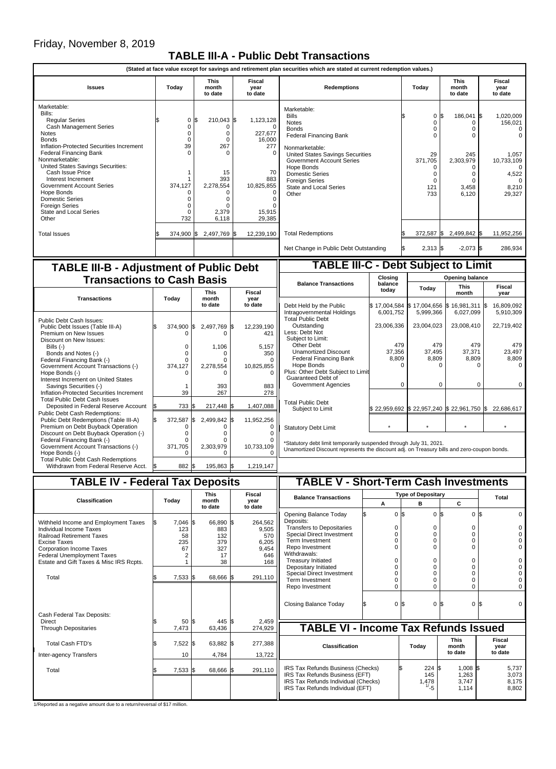Friday, November 8, 2019

# TABLE III-A - Public Debt Transactions

(Stated at face value except for savings and retirement plan securities which are stated at current redemption values.)

| Issues | Today | This month to date | Fiscal year to date |
|---|---|---|---|
| Marketable: | | | |
| Bills: | | | |
| Regular Series | $ 0 | $ 210,043 | $ 1,123,128 |
| Cash Management Series | 0 | 0 | 0 |
| Notes | 0 | 0 | 227,677 |
| Bonds | 0 | 0 | 16,000 |
| Inflation-Protected Securities Increment | 39 | 267 | 277 |
| Federal Financing Bank | 0 | 0 | 0 |
| Nonmarketable: | | | |
| United States Savings Securities: | | | |
| Cash Issue Price | 1 | 15 | 70 |
| Interest Increment | 1 | 393 | 883 |
| Government Account Series | 374,127 | 2,278,554 | 10,825,855 |
| Hope Bonds | 0 | 0 | 0 |
| Domestic Series | 0 | 0 | 0 |
| Foreign Series | 0 | 0 | 0 |
| State and Local Series | 0 | 2,379 | 15,915 |
| Other | 732 | 6,118 | 29,385 |
| Total Issues | $ 374,900 | $ 2,497,769 | $ 12,239,190 |

| Redemptions | Today | This month to date | Fiscal year to date |
|---|---|---|---|
| Marketable: | | | |
| Bills | $ 0 | $ 186,041 | $ 1,020,009 |
| Notes | 0 | 0 | 156,021 |
| Bonds | 0 | 0 | 0 |
| Federal Financing Bank | 0 | 0 | 0 |
| Nonmarketable: | | | |
| United States Savings Securities | 29 | 245 | 1,057 |
| Government Account Series | 371,705 | 2,303,979 | 10,733,109 |
| Hope Bonds | 0 | 0 | 0 |
| Domestic Series | 0 | 0 | 4,522 |
| Foreign Series | 0 | 0 | 0 |
| State and Local Series | 121 | 3,458 | 8,210 |
| Other | 733 | 6,120 | 29,327 |
| Total Redemptions | $ 372,587 | $ 2,499,842 | $ 11,952,256 |
| Net Change in Public Debt Outstanding | $ 2,313 | $ -2,073 | $ 286,934 |

# TABLE III-B - Adjustment of Public Debt Transactions to Cash Basis

| Transactions | Today | This month to date | Fiscal year to date |
|---|---|---|---|
| Public Debt Cash Issues: | | | |
| Public Debt Issues (Table III-A) | $ 374,900 | $ 2,497,769 | $ 12,239,190 |
| Premium on New Issues | 0 | 0 | 421 |
| Discount on New Issues: | | | |
| Bills (-) | 0 | 1,106 | 5,157 |
| Bonds and Notes (-) | 0 | 0 | 350 |
| Federal Financing Bank (-) | 0 | 0 | 0 |
| Government Account Transactions (-) | 374,127 | 2,278,554 | 10,825,855 |
| Hope Bonds (-) | 0 | 0 | 0 |
| Interest Increment on United States Savings Securities (-) | 1 | 393 | 883 |
| Inflation-Protected Securities Increment | 39 | 267 | 278 |
| Total Public Debt Cash Issues Deposited in Federal Reserve Account | $ 733 | $ 217,448 | $ 1,407,088 |
| Public Debt Cash Redemptions: | | | |
| Public Debt Redemptions (Table III-A) | $ 372,587 | $ 2,499,842 | $ 11,952,256 |
| Premium on Debt Buyback Operation | 0 | 0 | 0 |
| Discount on Debt Buyback Operation (-) | 0 | 0 | 0 |
| Federal Financing Bank (-) | 0 | 0 | 0 |
| Government Account Transactions (-) | 371,705 | 2,303,979 | 10,733,109 |
| Hope Bonds (-) | 0 | 0 | 0 |
| Total Public Debt Cash Redemptions Withdrawn from Federal Reserve Acct. | $ 882 | $ 195,863 | $ 1,219,147 |

# TABLE III-C - Debt Subject to Limit

| Balance Transactions | Closing balance today | Opening balance Today | Opening balance This month | Opening balance Fiscal year |
|---|---|---|---|---|
| Debt Held by the Public | $ 17,004,584 | $ 17,004,656 | $ 16,981,311 | $ 16,809,092 |
| Intragovernmental Holdings | 6,001,752 | 5,999,366 | 6,027,099 | 5,910,309 |
| Total Public Debt Outstanding | 23,006,336 | 23,004,023 | 23,008,410 | 22,719,402 |
| Less: Debt Not Subject to Limit: | | | | |
| Other Debt | 479 | 479 | 479 | 479 |
| Unamortized Discount | 37,356 | 37,495 | 37,371 | 23,497 |
| Federal Financing Bank | 8,809 | 8,809 | 8,809 | 8,809 |
| Hope Bonds | 0 | 0 | 0 | 0 |
| Plus: Other Debt Subject to Limit | | | | |
| Guaranteed Debt of Government Agencies | 0 | 0 | 0 | 0 |
| Total Public Debt Subject to Limit | $ 22,959,692 | $ 22,957,240 | $ 22,961,750 | $ 22,686,617 |
| Statutory Debt Limit | * | * | * | * |

*Statutory debt limit temporarily suspended through July 31, 2021.
Unamortized Discount represents the discount adj. on Treasury bills and zero-coupon bonds.

# TABLE IV - Federal Tax Deposits

| Classification | Today | This month to date | Fiscal year to date |
|---|---|---|---|
| Withheld Income and Employment Taxes | $ 7,046 | $ 66,890 | $ 264,562 |
| Individual Income Taxes | 123 | 883 | 9,505 |
| Railroad Retirement Taxes | 58 | 132 | 570 |
| Excise Taxes | 235 | 379 | 6,205 |
| Corporation Income Taxes | 67 | 327 | 9,454 |
| Federal Unemployment Taxes | 2 | 17 | 646 |
| Estate and Gift Taxes & Misc IRS Rcpts. | 1 | 38 | 168 |
| Total | $ 7,533 | $ 68,666 | $ 291,110 |
| Cash Federal Tax Deposits: | | | |
| Direct | $ 50 | $ 445 | $ 2,459 |
| Through Depositaries | 7,473 | 63,436 | 274,929 |
| Total Cash FTD's | $ 7,522 | $ 63,882 | $ 277,388 |
| Inter-agency Transfers | 10 | 4,784 | 13,722 |
| Total | $ 7,533 | $ 68,666 | $ 291,110 |

# TABLE V - Short-Term Cash Investments

| Balance Transactions | Type of Depositary A | Type of Depositary B | Type of Depositary C | Total |
|---|---|---|---|---|
| Opening Balance Today | $ 0 | $ 0 | $ 0 | $ 0 |
| Deposits: | | | | |
| Transfers to Depositaries | 0 | 0 | 0 | 0 |
| Special Direct Investment | 0 | 0 | 0 | 0 |
| Term Investment | 0 | 0 | 0 | 0 |
| Repo Investment | 0 | 0 | 0 | 0 |
| Withdrawals: | | | | |
| Treasury Initiated | 0 | 0 | 0 | 0 |
| Depositary Initiated | 0 | 0 | 0 | 0 |
| Special Direct Investment | 0 | 0 | 0 | 0 |
| Term Investment | 0 | 0 | 0 | 0 |
| Repo Investment | 0 | 0 | 0 | 0 |
| Closing Balance Today | $ 0 | $ 0 | $ 0 | $ 0 |

# TABLE VI - Income Tax Refunds Issued

| Classification | Today | This month to date | Fiscal year to date |
|---|---|---|---|
| IRS Tax Refunds Business (Checks) | $ 224 | $ 1,008 | $ 5,737 |
| IRS Tax Refunds Business (EFT) | 145 | 1,263 | 3,073 |
| IRS Tax Refunds Individual (Checks) | 1,478 | 3,747 | 8,175 |
| IRS Tax Refunds Individual (EFT) | 1/ -5 | 1,114 | 8,802 |

1/Reported as a negative amount due to a return/reversal of $17 million.